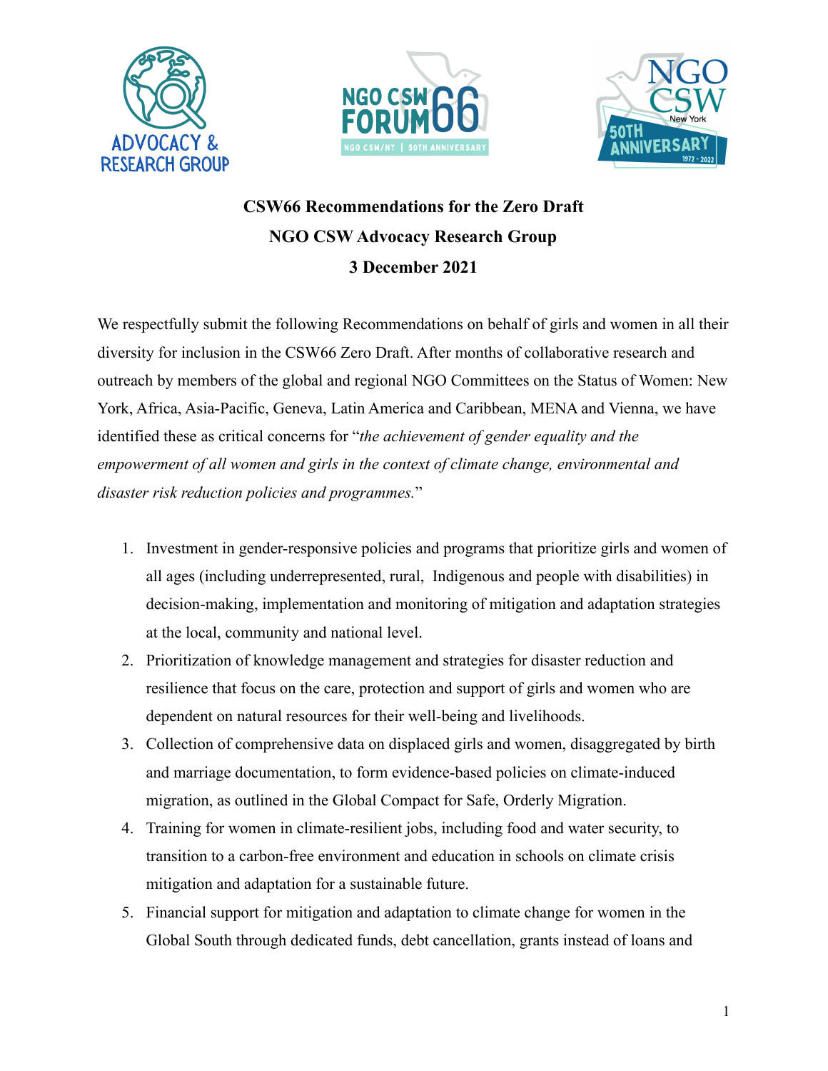**CSW66 Recommendations for the Zero Draft**

**NGO CSW Advocacy Research Group**

**3 December 2021**

We respectfully submit the following Recommendations on behalf of girls and women in all their diversity for inclusion in the CSW66 Zero Draft. After months of collaborative research and outreach by members of the global and regional NGO Committees on the Status of Women: New York, Africa, Asia-Pacific, Geneva, Latin America and Caribbean, MENA and Vienna, we have identified these as critical concerns for "*the achievement of gender equality and the empowerment of all women and girls in the context of climate change, environmental and disaster risk reduction policies and programmes.*"

1. Investment in gender-responsive policies and programs that prioritize girls and women of all ages (including underrepresented, rural, Indigenous and people with disabilities) in decision-making, implementation and monitoring of mitigation and adaptation strategies at the local, community and national level.
2. Prioritization of knowledge management and strategies for disaster reduction and resilience that focus on the care, protection and support of girls and women who are dependent on natural resources for their well-being and livelihoods.
3. Collection of comprehensive data on displaced girls and women, disaggregated by birth and marriage documentation, to form evidence-based policies on climate-induced migration, as outlined in the Global Compact for Safe, Orderly Migration.
4. Training for women in climate-resilient jobs, including food and water security, to transition to a carbon-free environment and education in schools on climate crisis mitigation and adaptation for a sustainable future.
5. Financial support for mitigation and adaptation to climate change for women in the Global South through dedicated funds, debt cancellation, grants instead of loans and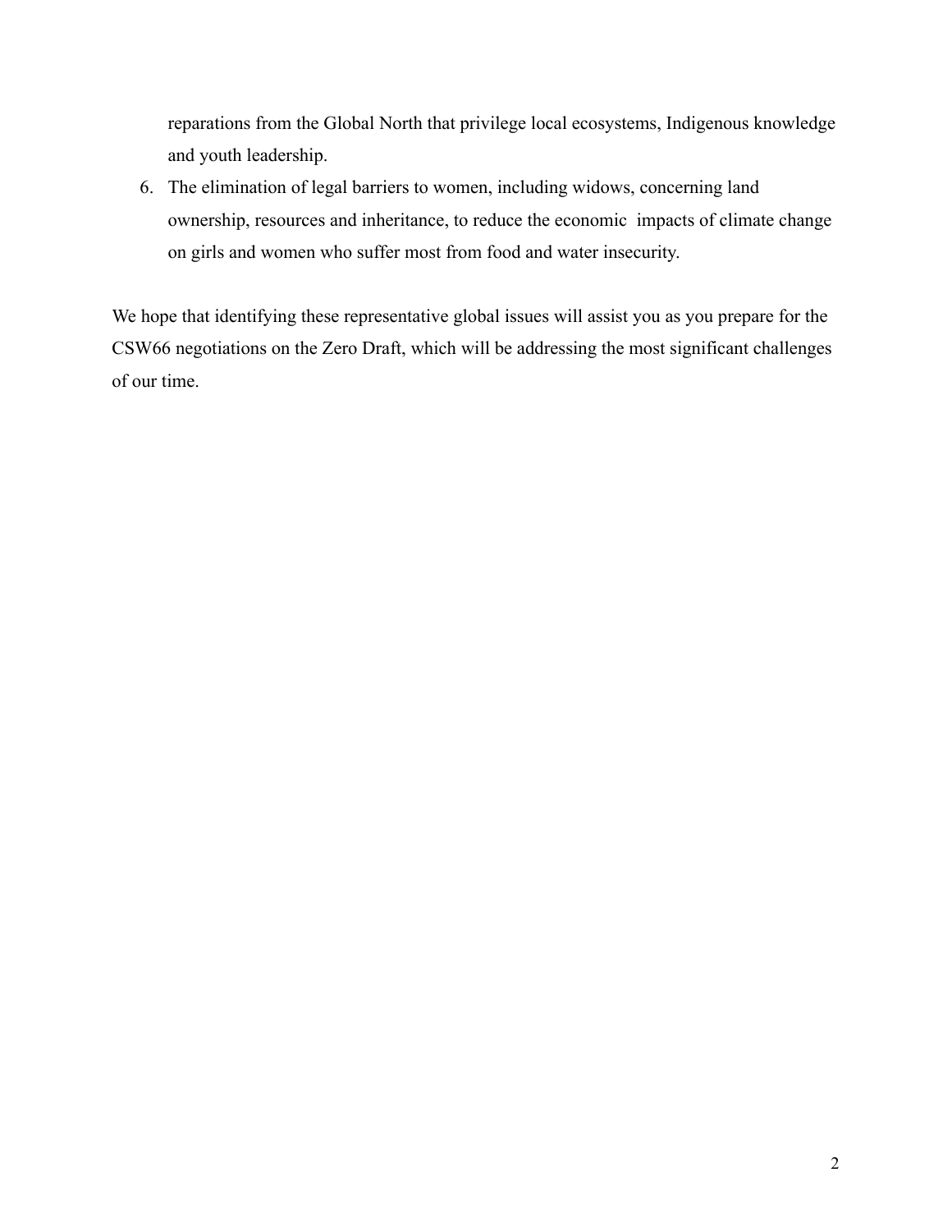reparations from the Global North that privilege local ecosystems, Indigenous knowledge and youth leadership.

6. The elimination of legal barriers to women, including widows, concerning land ownership, resources and inheritance, to reduce the economic impacts of climate change on girls and women who suffer most from food and water insecurity.

We hope that identifying these representative global issues will assist you as you prepare for the CSW66 negotiations on the Zero Draft, which will be addressing the most significant challenges of our time.